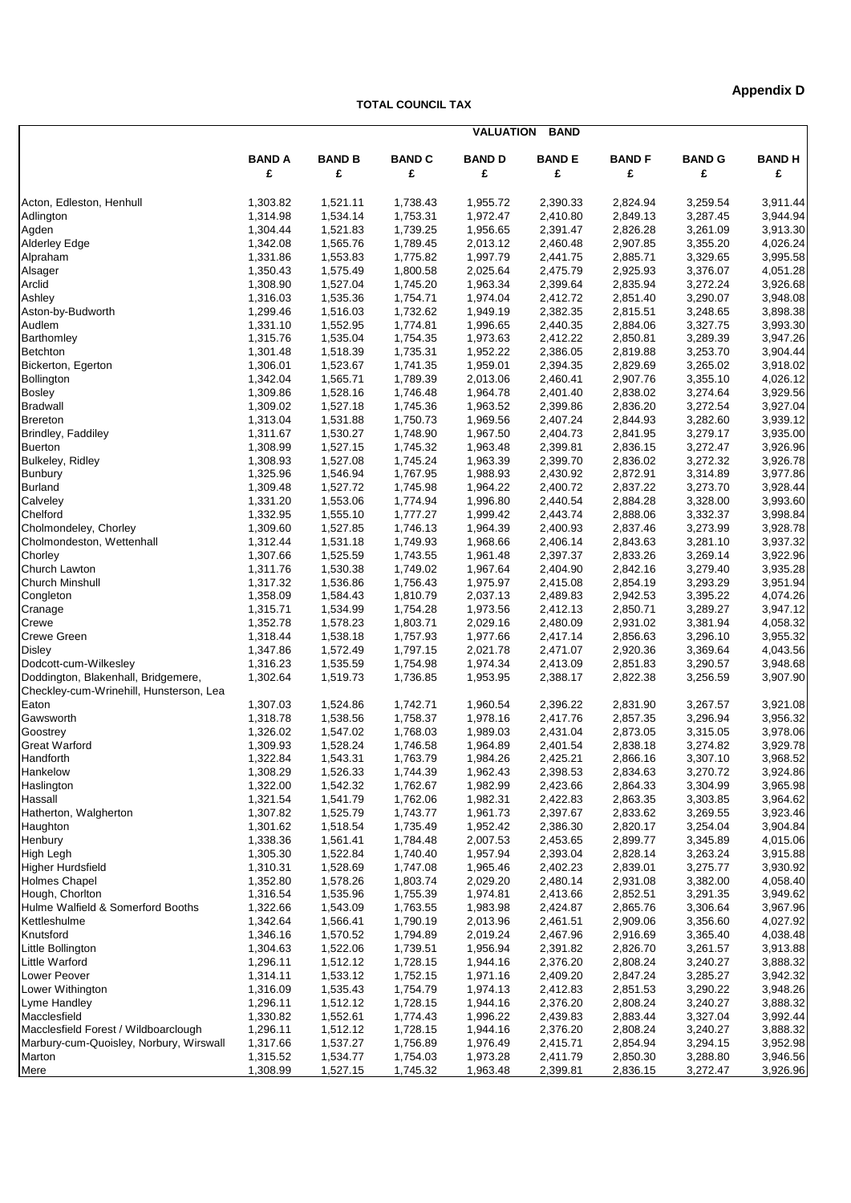**Appendix D**

**TOTAL COUNCIL TAX**

| | VALUATION BAND | | | | | | | |
|---|---|---|---|---|---|---|---|---|
| | **BAND A** | **BAND B** | **BAND C** | **BAND D** | **BAND E** | **BAND F** | **BAND G** | **BAND H** |
| | **£** | **£** | **£** | **£** | **£** | **£** | **£** | **£** |
| Acton, Edleston, Henhull | 1,303.82 | 1,521.11 | 1,738.43 | 1,955.72 | 2,390.33 | 2,824.94 | 3,259.54 | 3,911.44 |
| Adlington | 1,314.98 | 1,534.14 | 1,753.31 | 1,972.47 | 2,410.80 | 2,849.13 | 3,287.45 | 3,944.94 |
| Agden | 1,304.44 | 1,521.83 | 1,739.25 | 1,956.65 | 2,391.47 | 2,826.28 | 3,261.09 | 3,913.30 |
| Alderley Edge | 1,342.08 | 1,565.76 | 1,789.45 | 2,013.12 | 2,460.48 | 2,907.85 | 3,355.20 | 4,026.24 |
| Alpraham | 1,331.86 | 1,553.83 | 1,775.82 | 1,997.79 | 2,441.75 | 2,885.71 | 3,329.65 | 3,995.58 |
| Alsager | 1,350.43 | 1,575.49 | 1,800.58 | 2,025.64 | 2,475.79 | 2,925.93 | 3,376.07 | 4,051.28 |
| Arclid | 1,308.90 | 1,527.04 | 1,745.20 | 1,963.34 | 2,399.64 | 2,835.94 | 3,272.24 | 3,926.68 |
| Ashley | 1,316.03 | 1,535.36 | 1,754.71 | 1,974.04 | 2,412.72 | 2,851.40 | 3,290.07 | 3,948.08 |
| Aston-by-Budworth | 1,299.46 | 1,516.03 | 1,732.62 | 1,949.19 | 2,382.35 | 2,815.51 | 3,248.65 | 3,898.38 |
| Audlem | 1,331.10 | 1,552.95 | 1,774.81 | 1,996.65 | 2,440.35 | 2,884.06 | 3,327.75 | 3,993.30 |
| Barthomley | 1,315.76 | 1,535.04 | 1,754.35 | 1,973.63 | 2,412.22 | 2,850.81 | 3,289.39 | 3,947.26 |
| Betchton | 1,301.48 | 1,518.39 | 1,735.31 | 1,952.22 | 2,386.05 | 2,819.88 | 3,253.70 | 3,904.44 |
| Bickerton, Egerton | 1,306.01 | 1,523.67 | 1,741.35 | 1,959.01 | 2,394.35 | 2,829.69 | 3,265.02 | 3,918.02 |
| Bollington | 1,342.04 | 1,565.71 | 1,789.39 | 2,013.06 | 2,460.41 | 2,907.76 | 3,355.10 | 4,026.12 |
| Bosley | 1,309.86 | 1,528.16 | 1,746.48 | 1,964.78 | 2,401.40 | 2,838.02 | 3,274.64 | 3,929.56 |
| Bradwall | 1,309.02 | 1,527.18 | 1,745.36 | 1,963.52 | 2,399.86 | 2,836.20 | 3,272.54 | 3,927.04 |
| Brereton | 1,313.04 | 1,531.88 | 1,750.73 | 1,969.56 | 2,407.24 | 2,844.93 | 3,282.60 | 3,939.12 |
| Brindley, Faddiley | 1,311.67 | 1,530.27 | 1,748.90 | 1,967.50 | 2,404.73 | 2,841.95 | 3,279.17 | 3,935.00 |
| Buerton | 1,308.99 | 1,527.15 | 1,745.32 | 1,963.48 | 2,399.81 | 2,836.15 | 3,272.47 | 3,926.96 |
| Bulkeley, Ridley | 1,308.93 | 1,527.08 | 1,745.24 | 1,963.39 | 2,399.70 | 2,836.02 | 3,272.32 | 3,926.78 |
| Bunbury | 1,325.96 | 1,546.94 | 1,767.95 | 1,988.93 | 2,430.92 | 2,872.91 | 3,314.89 | 3,977.86 |
| Burland | 1,309.48 | 1,527.72 | 1,745.98 | 1,964.22 | 2,400.72 | 2,837.22 | 3,273.70 | 3,928.44 |
| Calveley | 1,331.20 | 1,553.06 | 1,774.94 | 1,996.80 | 2,440.54 | 2,884.28 | 3,328.00 | 3,993.60 |
| Chelford | 1,332.95 | 1,555.10 | 1,777.27 | 1,999.42 | 2,443.74 | 2,888.06 | 3,332.37 | 3,998.84 |
| Cholmondeley, Chorley | 1,309.60 | 1,527.85 | 1,746.13 | 1,964.39 | 2,400.93 | 2,837.46 | 3,273.99 | 3,928.78 |
| Cholmondeston, Wettenhall | 1,312.44 | 1,531.18 | 1,749.93 | 1,968.66 | 2,406.14 | 2,843.63 | 3,281.10 | 3,937.32 |
| Chorley | 1,307.66 | 1,525.59 | 1,743.55 | 1,961.48 | 2,397.37 | 2,833.26 | 3,269.14 | 3,922.96 |
| Church Lawton | 1,311.76 | 1,530.38 | 1,749.02 | 1,967.64 | 2,404.90 | 2,842.16 | 3,279.40 | 3,935.28 |
| Church Minshull | 1,317.32 | 1,536.86 | 1,756.43 | 1,975.97 | 2,415.08 | 2,854.19 | 3,293.29 | 3,951.94 |
| Congleton | 1,358.09 | 1,584.43 | 1,810.79 | 2,037.13 | 2,489.83 | 2,942.53 | 3,395.22 | 4,074.26 |
| Cranage | 1,315.71 | 1,534.99 | 1,754.28 | 1,973.56 | 2,412.13 | 2,850.71 | 3,289.27 | 3,947.12 |
| Crewe | 1,352.78 | 1,578.23 | 1,803.71 | 2,029.16 | 2,480.09 | 2,931.02 | 3,381.94 | 4,058.32 |
| Crewe Green | 1,318.44 | 1,538.18 | 1,757.93 | 1,977.66 | 2,417.14 | 2,856.63 | 3,296.10 | 3,955.32 |
| Disley | 1,347.86 | 1,572.49 | 1,797.15 | 2,021.78 | 2,471.07 | 2,920.36 | 3,369.64 | 4,043.56 |
| Dodcott-cum-Wilkesley | 1,316.23 | 1,535.59 | 1,754.98 | 1,974.34 | 2,413.09 | 2,851.83 | 3,290.57 | 3,948.68 |
| Doddington, Blakenhall, Bridgemere, Checkley-cum-Wrinehill, Hunsterson, Lea | 1,302.64 | 1,519.73 | 1,736.85 | 1,953.95 | 2,388.17 | 2,822.38 | 3,256.59 | 3,907.90 |
| Eaton | 1,307.03 | 1,524.86 | 1,742.71 | 1,960.54 | 2,396.22 | 2,831.90 | 3,267.57 | 3,921.08 |
| Gawsworth | 1,318.78 | 1,538.56 | 1,758.37 | 1,978.16 | 2,417.76 | 2,857.35 | 3,296.94 | 3,956.32 |
| Goostrey | 1,326.02 | 1,547.02 | 1,768.03 | 1,989.03 | 2,431.04 | 2,873.05 | 3,315.05 | 3,978.06 |
| Great Warford | 1,309.93 | 1,528.24 | 1,746.58 | 1,964.89 | 2,401.54 | 2,838.18 | 3,274.82 | 3,929.78 |
| Handforth | 1,322.84 | 1,543.31 | 1,763.79 | 1,984.26 | 2,425.21 | 2,866.16 | 3,307.10 | 3,968.52 |
| Hankelow | 1,308.29 | 1,526.33 | 1,744.39 | 1,962.43 | 2,398.53 | 2,834.63 | 3,270.72 | 3,924.86 |
| Haslington | 1,322.00 | 1,542.32 | 1,762.67 | 1,982.99 | 2,423.66 | 2,864.33 | 3,304.99 | 3,965.98 |
| Hassall | 1,321.54 | 1,541.79 | 1,762.06 | 1,982.31 | 2,422.83 | 2,863.35 | 3,303.85 | 3,964.62 |
| Hatherton, Walgherton | 1,307.82 | 1,525.79 | 1,743.77 | 1,961.73 | 2,397.67 | 2,833.62 | 3,269.55 | 3,923.46 |
| Haughton | 1,301.62 | 1,518.54 | 1,735.49 | 1,952.42 | 2,386.30 | 2,820.17 | 3,254.04 | 3,904.84 |
| Henbury | 1,338.36 | 1,561.41 | 1,784.48 | 2,007.53 | 2,453.65 | 2,899.77 | 3,345.89 | 4,015.06 |
| High Legh | 1,305.30 | 1,522.84 | 1,740.40 | 1,957.94 | 2,393.04 | 2,828.14 | 3,263.24 | 3,915.88 |
| Higher Hurdsfield | 1,310.31 | 1,528.69 | 1,747.08 | 1,965.46 | 2,402.23 | 2,839.01 | 3,275.77 | 3,930.92 |
| Holmes Chapel | 1,352.80 | 1,578.26 | 1,803.74 | 2,029.20 | 2,480.14 | 2,931.08 | 3,382.00 | 4,058.40 |
| Hough, Chorlton | 1,316.54 | 1,535.96 | 1,755.39 | 1,974.81 | 2,413.66 | 2,852.51 | 3,291.35 | 3,949.62 |
| Hulme Walfield & Somerford Booths | 1,322.66 | 1,543.09 | 1,763.55 | 1,983.98 | 2,424.87 | 2,865.76 | 3,306.64 | 3,967.96 |
| Kettleshulme | 1,342.64 | 1,566.41 | 1,790.19 | 2,013.96 | 2,461.51 | 2,909.06 | 3,356.60 | 4,027.92 |
| Knutsford | 1,346.16 | 1,570.52 | 1,794.89 | 2,019.24 | 2,467.96 | 2,916.69 | 3,365.40 | 4,038.48 |
| Little Bollington | 1,304.63 | 1,522.06 | 1,739.51 | 1,956.94 | 2,391.82 | 2,826.70 | 3,261.57 | 3,913.88 |
| Little Warford | 1,296.11 | 1,512.12 | 1,728.15 | 1,944.16 | 2,376.20 | 2,808.24 | 3,240.27 | 3,888.32 |
| Lower Peover | 1,314.11 | 1,533.12 | 1,752.15 | 1,971.16 | 2,409.20 | 2,847.24 | 3,285.27 | 3,942.32 |
| Lower Withington | 1,316.09 | 1,535.43 | 1,754.79 | 1,974.13 | 2,412.83 | 2,851.53 | 3,290.22 | 3,948.26 |
| Lyme Handley | 1,296.11 | 1,512.12 | 1,728.15 | 1,944.16 | 2,376.20 | 2,808.24 | 3,240.27 | 3,888.32 |
| Macclesfield | 1,330.82 | 1,552.61 | 1,774.43 | 1,996.22 | 2,439.83 | 2,883.44 | 3,327.04 | 3,992.44 |
| Macclesfield Forest / Wildboarclough | 1,296.11 | 1,512.12 | 1,728.15 | 1,944.16 | 2,376.20 | 2,808.24 | 3,240.27 | 3,888.32 |
| Marbury-cum-Quoisley, Norbury, Wirswall | 1,317.66 | 1,537.27 | 1,756.89 | 1,976.49 | 2,415.71 | 2,854.94 | 3,294.15 | 3,952.98 |
| Marton | 1,315.52 | 1,534.77 | 1,754.03 | 1,973.28 | 2,411.79 | 2,850.30 | 3,288.80 | 3,946.56 |
| Mere | 1,308.99 | 1,527.15 | 1,745.32 | 1,963.48 | 2,399.81 | 2,836.15 | 3,272.47 | 3,926.96 |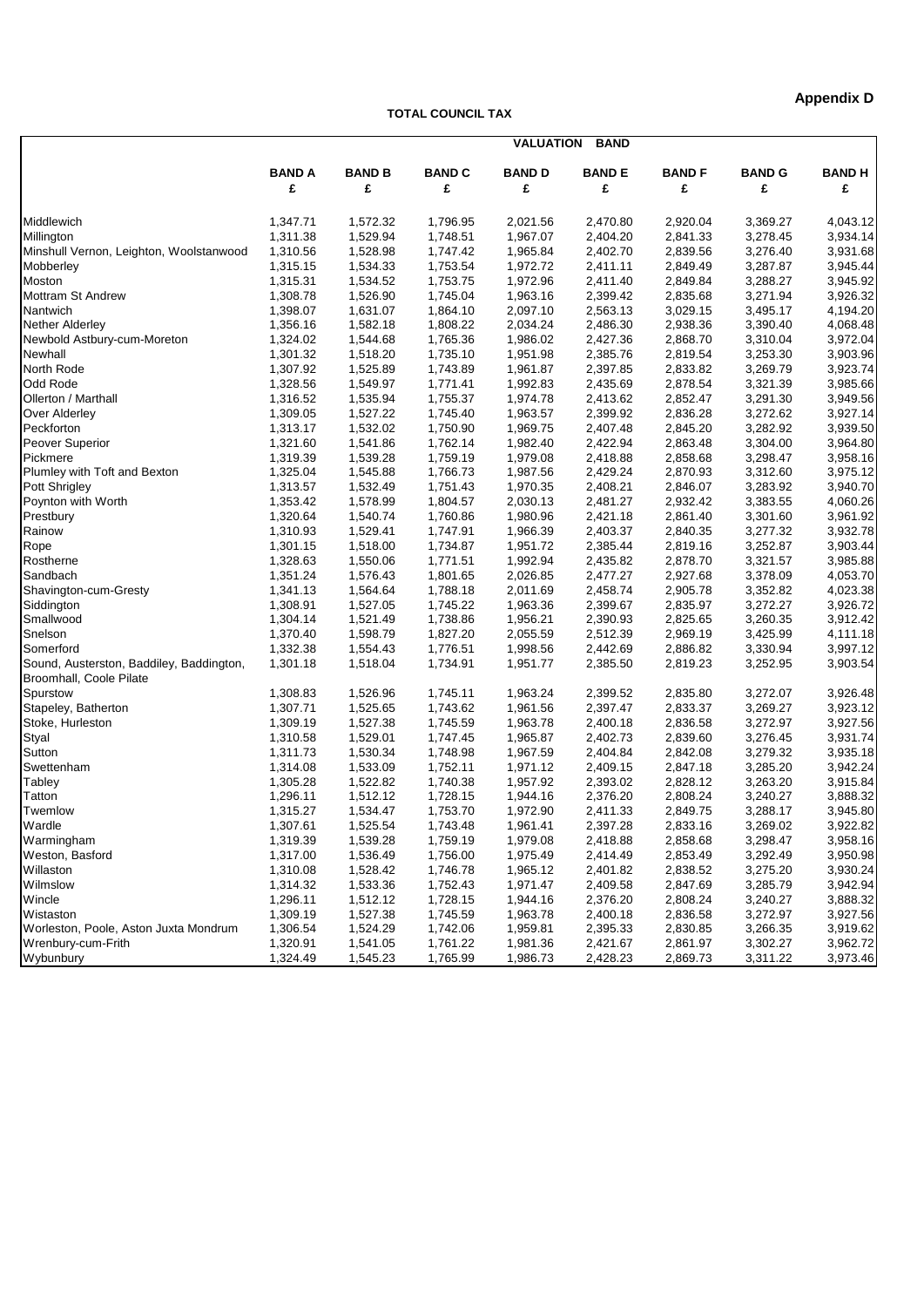**Appendix D**

**TOTAL COUNCIL TAX**

| | VALUATION BAND | | | | | | | |
|---|---|---|---|---|---|---|---|---|
| | **BAND A** £ | **BAND B** £ | **BAND C** £ | **BAND D** £ | **BAND E** £ | **BAND F** £ | **BAND G** £ | **BAND H** £ |
| Middlewich | 1,347.71 | 1,572.32 | 1,796.95 | 2,021.56 | 2,470.80 | 2,920.04 | 3,369.27 | 4,043.12 |
| Millington | 1,311.38 | 1,529.94 | 1,748.51 | 1,967.07 | 2,404.20 | 2,841.33 | 3,278.45 | 3,934.14 |
| Minshull Vernon, Leighton, Woolstanwood | 1,310.56 | 1,528.98 | 1,747.42 | 1,965.84 | 2,402.70 | 2,839.56 | 3,276.40 | 3,931.68 |
| Mobberley | 1,315.15 | 1,534.33 | 1,753.54 | 1,972.72 | 2,411.11 | 2,849.49 | 3,287.87 | 3,945.44 |
| Moston | 1,315.31 | 1,534.52 | 1,753.75 | 1,972.96 | 2,411.40 | 2,849.84 | 3,288.27 | 3,945.92 |
| Mottram St Andrew | 1,308.78 | 1,526.90 | 1,745.04 | 1,963.16 | 2,399.42 | 2,835.68 | 3,271.94 | 3,926.32 |
| Nantwich | 1,398.07 | 1,631.07 | 1,864.10 | 2,097.10 | 2,563.13 | 3,029.15 | 3,495.17 | 4,194.20 |
| Nether Alderley | 1,356.16 | 1,582.18 | 1,808.22 | 2,034.24 | 2,486.30 | 2,938.36 | 3,390.40 | 4,068.48 |
| Newbold Astbury-cum-Moreton | 1,324.02 | 1,544.68 | 1,765.36 | 1,986.02 | 2,427.36 | 2,868.70 | 3,310.04 | 3,972.04 |
| Newhall | 1,301.32 | 1,518.20 | 1,735.10 | 1,951.98 | 2,385.76 | 2,819.54 | 3,253.30 | 3,903.96 |
| North Rode | 1,307.92 | 1,525.89 | 1,743.89 | 1,961.87 | 2,397.85 | 2,833.82 | 3,269.79 | 3,923.74 |
| Odd Rode | 1,328.56 | 1,549.97 | 1,771.41 | 1,992.83 | 2,435.69 | 2,878.54 | 3,321.39 | 3,985.66 |
| Ollerton / Marthall | 1,316.52 | 1,535.94 | 1,755.37 | 1,974.78 | 2,413.62 | 2,852.47 | 3,291.30 | 3,949.56 |
| Over Alderley | 1,309.05 | 1,527.22 | 1,745.40 | 1,963.57 | 2,399.92 | 2,836.28 | 3,272.62 | 3,927.14 |
| Peckforton | 1,313.17 | 1,532.02 | 1,750.90 | 1,969.75 | 2,407.48 | 2,845.20 | 3,282.92 | 3,939.50 |
| Peover Superior | 1,321.60 | 1,541.86 | 1,762.14 | 1,982.40 | 2,422.94 | 2,863.48 | 3,304.00 | 3,964.80 |
| Pickmere | 1,319.39 | 1,539.28 | 1,759.19 | 1,979.08 | 2,418.88 | 2,858.68 | 3,298.47 | 3,958.16 |
| Plumley with Toft and Bexton | 1,325.04 | 1,545.88 | 1,766.73 | 1,987.56 | 2,429.24 | 2,870.93 | 3,312.60 | 3,975.12 |
| Pott Shrigley | 1,313.57 | 1,532.49 | 1,751.43 | 1,970.35 | 2,408.21 | 2,846.07 | 3,283.92 | 3,940.70 |
| Poynton with Worth | 1,353.42 | 1,578.99 | 1,804.57 | 2,030.13 | 2,481.27 | 2,932.42 | 3,383.55 | 4,060.26 |
| Prestbury | 1,320.64 | 1,540.74 | 1,760.86 | 1,980.96 | 2,421.18 | 2,861.40 | 3,301.60 | 3,961.92 |
| Rainow | 1,310.93 | 1,529.41 | 1,747.91 | 1,966.39 | 2,403.37 | 2,840.35 | 3,277.32 | 3,932.78 |
| Rope | 1,301.15 | 1,518.00 | 1,734.87 | 1,951.72 | 2,385.44 | 2,819.16 | 3,252.87 | 3,903.44 |
| Rostherne | 1,328.63 | 1,550.06 | 1,771.51 | 1,992.94 | 2,435.82 | 2,878.70 | 3,321.57 | 3,985.88 |
| Sandbach | 1,351.24 | 1,576.43 | 1,801.65 | 2,026.85 | 2,477.27 | 2,927.68 | 3,378.09 | 4,053.70 |
| Shavington-cum-Gresty | 1,341.13 | 1,564.64 | 1,788.18 | 2,011.69 | 2,458.74 | 2,905.78 | 3,352.82 | 4,023.38 |
| Siddington | 1,308.91 | 1,527.05 | 1,745.22 | 1,963.36 | 2,399.67 | 2,835.97 | 3,272.27 | 3,926.72 |
| Smallwood | 1,304.14 | 1,521.49 | 1,738.86 | 1,956.21 | 2,390.93 | 2,825.65 | 3,260.35 | 3,912.42 |
| Snelson | 1,370.40 | 1,598.79 | 1,827.20 | 2,055.59 | 2,512.39 | 2,969.19 | 3,425.99 | 4,111.18 |
| Somerford | 1,332.38 | 1,554.43 | 1,776.51 | 1,998.56 | 2,442.69 | 2,886.82 | 3,330.94 | 3,997.12 |
| Sound, Austerston, Baddiley, Baddington, Broomhall, Coole Pilate | 1,301.18 | 1,518.04 | 1,734.91 | 1,951.77 | 2,385.50 | 2,819.23 | 3,252.95 | 3,903.54 |
| Spurstow | 1,308.83 | 1,526.96 | 1,745.11 | 1,963.24 | 2,399.52 | 2,835.80 | 3,272.07 | 3,926.48 |
| Stapeley, Batherton | 1,307.71 | 1,525.65 | 1,743.62 | 1,961.56 | 2,397.47 | 2,833.37 | 3,269.27 | 3,923.12 |
| Stoke, Hurleston | 1,309.19 | 1,527.38 | 1,745.59 | 1,963.78 | 2,400.18 | 2,836.58 | 3,272.97 | 3,927.56 |
| Styal | 1,310.58 | 1,529.01 | 1,747.45 | 1,965.87 | 2,402.73 | 2,839.60 | 3,276.45 | 3,931.74 |
| Sutton | 1,311.73 | 1,530.34 | 1,748.98 | 1,967.59 | 2,404.84 | 2,842.08 | 3,279.32 | 3,935.18 |
| Swettenham | 1,314.08 | 1,533.09 | 1,752.11 | 1,971.12 | 2,409.15 | 2,847.18 | 3,285.20 | 3,942.24 |
| Tabley | 1,305.28 | 1,522.82 | 1,740.38 | 1,957.92 | 2,393.02 | 2,828.12 | 3,263.20 | 3,915.84 |
| Tatton | 1,296.11 | 1,512.12 | 1,728.15 | 1,944.16 | 2,376.20 | 2,808.24 | 3,240.27 | 3,888.32 |
| Twemlow | 1,315.27 | 1,534.47 | 1,753.70 | 1,972.90 | 2,411.33 | 2,849.75 | 3,288.17 | 3,945.80 |
| Wardle | 1,307.61 | 1,525.54 | 1,743.48 | 1,961.41 | 2,397.28 | 2,833.16 | 3,269.02 | 3,922.82 |
| Warmingham | 1,319.39 | 1,539.28 | 1,759.19 | 1,979.08 | 2,418.88 | 2,858.68 | 3,298.47 | 3,958.16 |
| Weston, Basford | 1,317.00 | 1,536.49 | 1,756.00 | 1,975.49 | 2,414.49 | 2,853.49 | 3,292.49 | 3,950.98 |
| Willaston | 1,310.08 | 1,528.42 | 1,746.78 | 1,965.12 | 2,401.82 | 2,838.52 | 3,275.20 | 3,930.24 |
| Wilmslow | 1,314.32 | 1,533.36 | 1,752.43 | 1,971.47 | 2,409.58 | 2,847.69 | 3,285.79 | 3,942.94 |
| Wincle | 1,296.11 | 1,512.12 | 1,728.15 | 1,944.16 | 2,376.20 | 2,808.24 | 3,240.27 | 3,888.32 |
| Wistaston | 1,309.19 | 1,527.38 | 1,745.59 | 1,963.78 | 2,400.18 | 2,836.58 | 3,272.97 | 3,927.56 |
| Worleston, Poole, Aston Juxta Mondrum | 1,306.54 | 1,524.29 | 1,742.06 | 1,959.81 | 2,395.33 | 2,830.85 | 3,266.35 | 3,919.62 |
| Wrenbury-cum-Frith | 1,320.91 | 1,541.05 | 1,761.22 | 1,981.36 | 2,421.67 | 2,861.97 | 3,302.27 | 3,962.72 |
| Wybunbury | 1,324.49 | 1,545.23 | 1,765.99 | 1,986.73 | 2,428.23 | 2,869.73 | 3,311.22 | 3,973.46 |